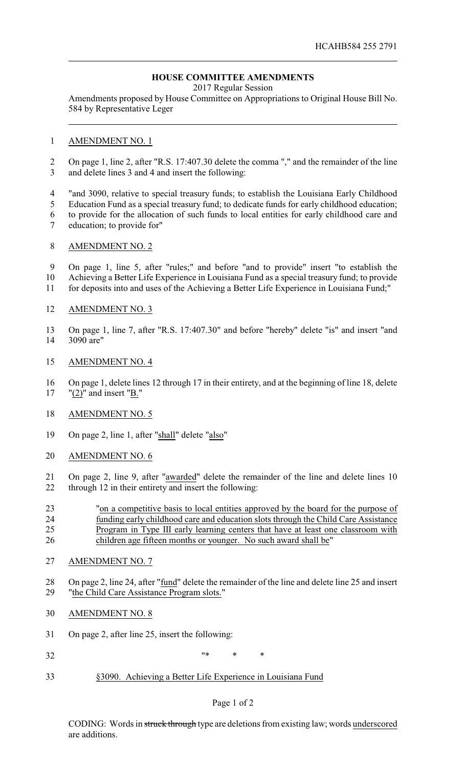HCAHB584 255 2791

## HOUSE COMMITTEE AMENDMENTS

2017 Regular Session

Amendments proposed by House Committee on Appropriations to Original House Bill No. 584 by Representative Leger

---

1 AMENDMENT NO. 1

2 On page 1, line 2, after "R.S. 17:407.30 delete the comma "," and the remainder of the line
3 and delete lines 3 and 4 and insert the following:

4 "and 3090, relative to special treasury funds; to establish the Louisiana Early Childhood
5 Education Fund as a special treasury fund; to dedicate funds for early childhood education;
6 to provide for the allocation of such funds to local entities for early childhood care and
7 education; to provide for"

8 AMENDMENT NO. 2

9 On page 1, line 5, after "rules;" and before "and to provide" insert "to establish the
10 Achieving a Better Life Experience in Louisiana Fund as a special treasury fund; to provide
11 for deposits into and uses of the Achieving a Better Life Experience in Louisiana Fund;"

12 AMENDMENT NO. 3

13 On page 1, line 7, after "R.S. 17:407.30" and before "hereby" delete "is" and insert "and
14 3090 are"

15 AMENDMENT NO. 4

16 On page 1, delete lines 12 through 17 in their entirety, and at the beginning of line 18, delete
17 "(2)" and insert "B."

18 AMENDMENT NO. 5

19 On page 2, line 1, after "shall" delete "also"

20 AMENDMENT NO. 6

21 On page 2, line 9, after "awarded" delete the remainder of the line and delete lines 10
22 through 12 in their entirety and insert the following:

23 "on a competitive basis to local entities approved by the board for the purpose of
24 funding early childhood care and education slots through the Child Care Assistance
25 Program in Type III early learning centers that have at least one classroom with
26 children age fifteen months or younger. No such award shall be"

27 AMENDMENT NO. 7

28 On page 2, line 24, after "fund" delete the remainder of the line and delete line 25 and insert
29 "the Child Care Assistance Program slots."

30 AMENDMENT NO. 8

31 On page 2, after line 25, insert the following:

32 "* * *

33 §3090. Achieving a Better Life Experience in Louisiana Fund

CODING: Words in ~~struck through~~ type are deletions from existing law; words underscored are additions.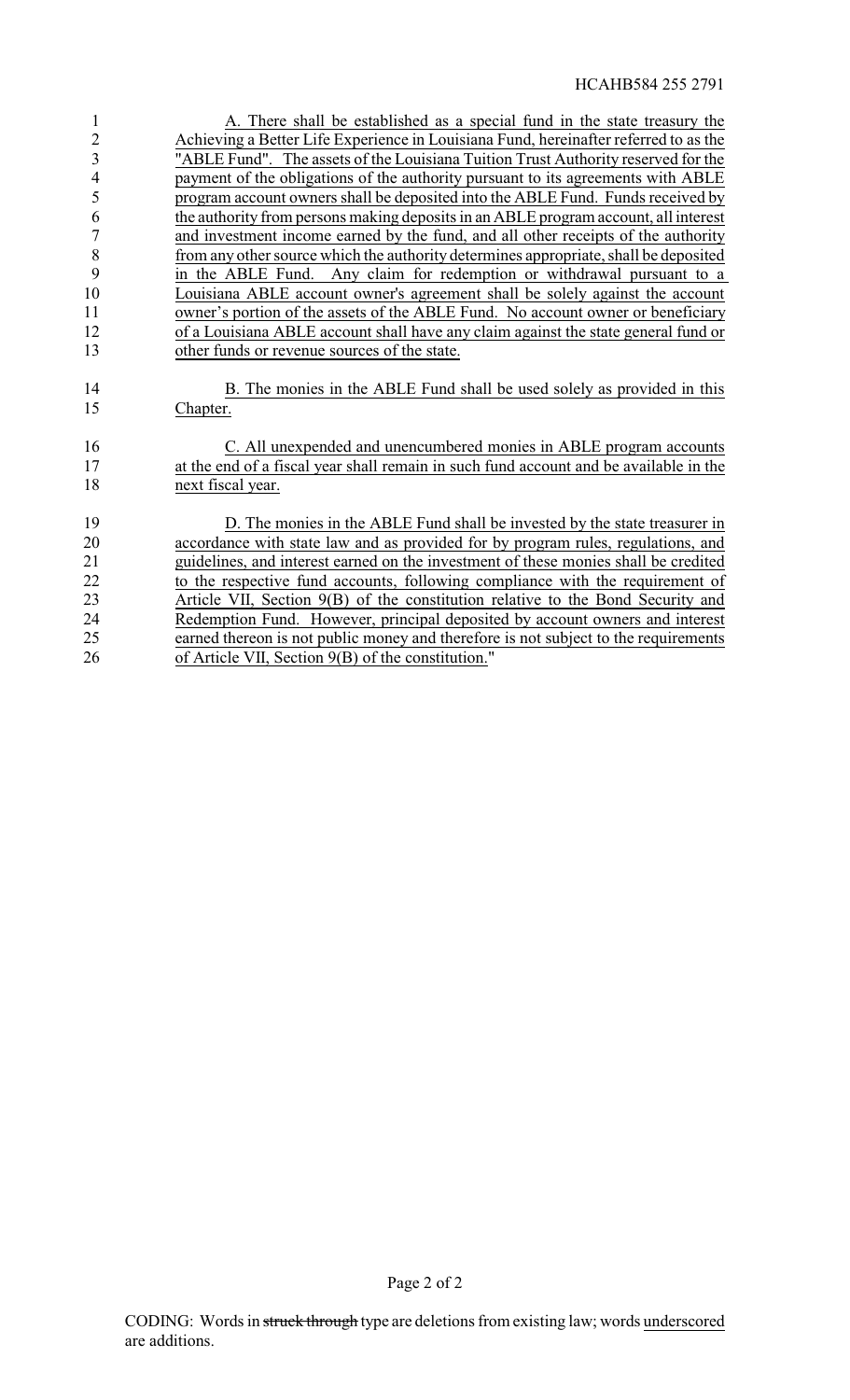A. There shall be established as a special fund in the state treasury the Achieving a Better Life Experience in Louisiana Fund, hereinafter referred to as the "ABLE Fund". The assets of the Louisiana Tuition Trust Authority reserved for the payment of the obligations of the authority pursuant to its agreements with ABLE program account owners shall be deposited into the ABLE Fund. Funds received by the authority from persons making deposits in an ABLE program account, all interest and investment income earned by the fund, and all other receipts of the authority from any other source which the authority determines appropriate, shall be deposited in the ABLE Fund. Any claim for redemption or withdrawal pursuant to a Louisiana ABLE account owner's agreement shall be solely against the account owner's portion of the assets of the ABLE Fund. No account owner or beneficiary of a Louisiana ABLE account shall have any claim against the state general fund or other funds or revenue sources of the state.

B. The monies in the ABLE Fund shall be used solely as provided in this Chapter.

C. All unexpended and unencumbered monies in ABLE program accounts at the end of a fiscal year shall remain in such fund account and be available in the next fiscal year.

D. The monies in the ABLE Fund shall be invested by the state treasurer in accordance with state law and as provided for by program rules, regulations, and guidelines, and interest earned on the investment of these monies shall be credited to the respective fund accounts, following compliance with the requirement of Article VII, Section 9(B) of the constitution relative to the Bond Security and Redemption Fund. However, principal deposited by account owners and interest earned thereon is not public money and therefore is not subject to the requirements of Article VII, Section 9(B) of the constitution."

CODING: Words in ~~struck through~~ type are deletions from existing law; words underscored are additions.